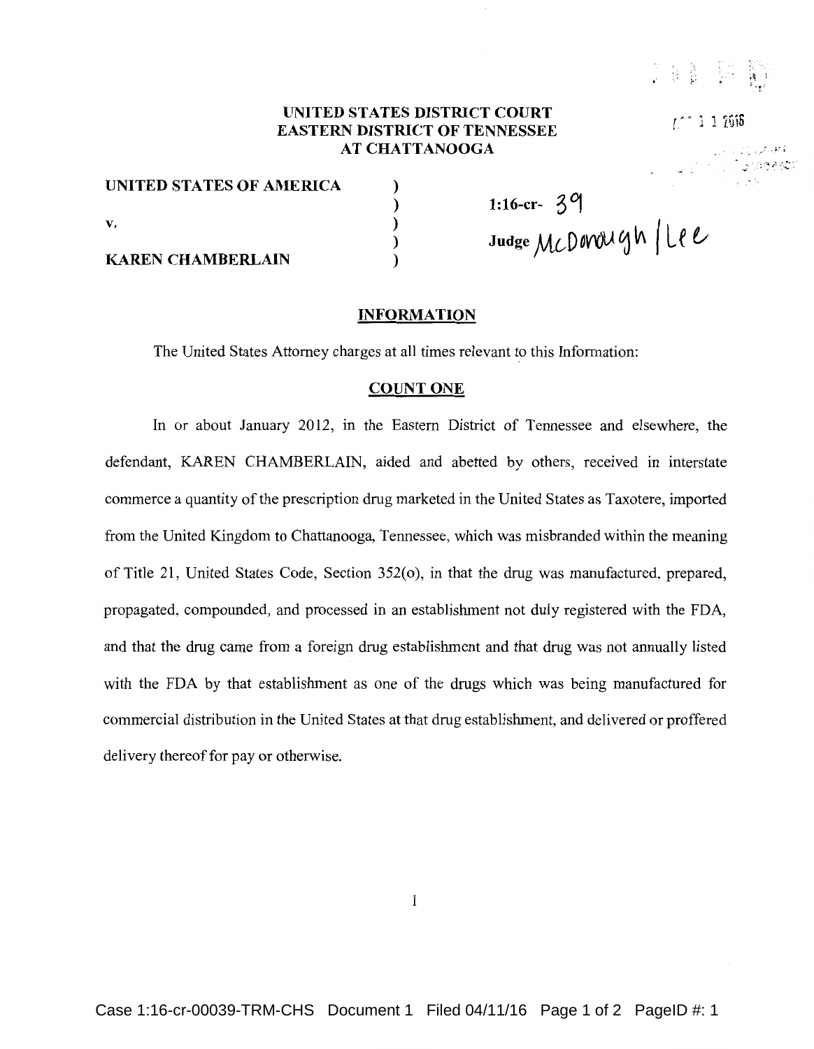**UNITED STATES DISTRICT COURT**
**EASTERN DISTRICT OF TENNESSEE**
**AT CHATTANOOGA**

| | | |
|---|---|---|
| **UNITED STATES OF AMERICA** | ) | |
| | ) | **1:16-cr-** 39 |
| **v.** | ) | |
| | ) | **Judge** McDonough / Lee |
| **KAREN CHAMBERLAIN** | ) | |

## INFORMATION

The United States Attorney charges at all times relevant to this Information:

### COUNT ONE

In or about January 2012, in the Eastern District of Tennessee and elsewhere, the defendant, KAREN CHAMBERLAIN, aided and abetted by others, received in interstate commerce a quantity of the prescription drug marketed in the United States as Taxotere, imported from the United Kingdom to Chattanooga, Tennessee, which was misbranded within the meaning of Title 21, United States Code, Section 352(o), in that the drug was manufactured, prepared, propagated, compounded, and processed in an establishment not duly registered with the FDA, and that the drug came from a foreign drug establishment and that drug was not annually listed with the FDA by that establishment as one of the drugs which was being manufactured for commercial distribution in the United States at that drug establishment, and delivered or proffered delivery thereof for pay or otherwise.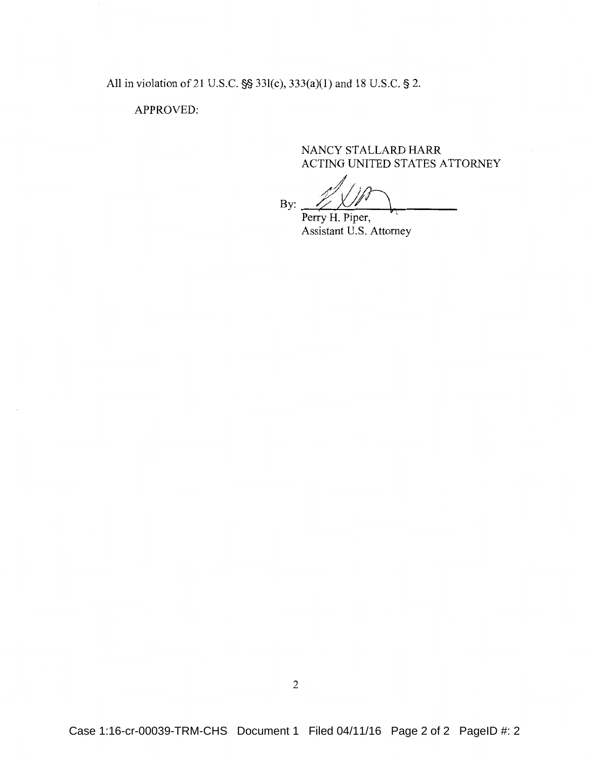All in violation of 21 U.S.C. §§ 331(c), 333(a)(1) and 18 U.S.C. § 2.

APPROVED:

NANCY STALLARD HARR
ACTING UNITED STATES ATTORNEY

By: ____________________
Perry H. Piper,
Assistant U.S. Attorney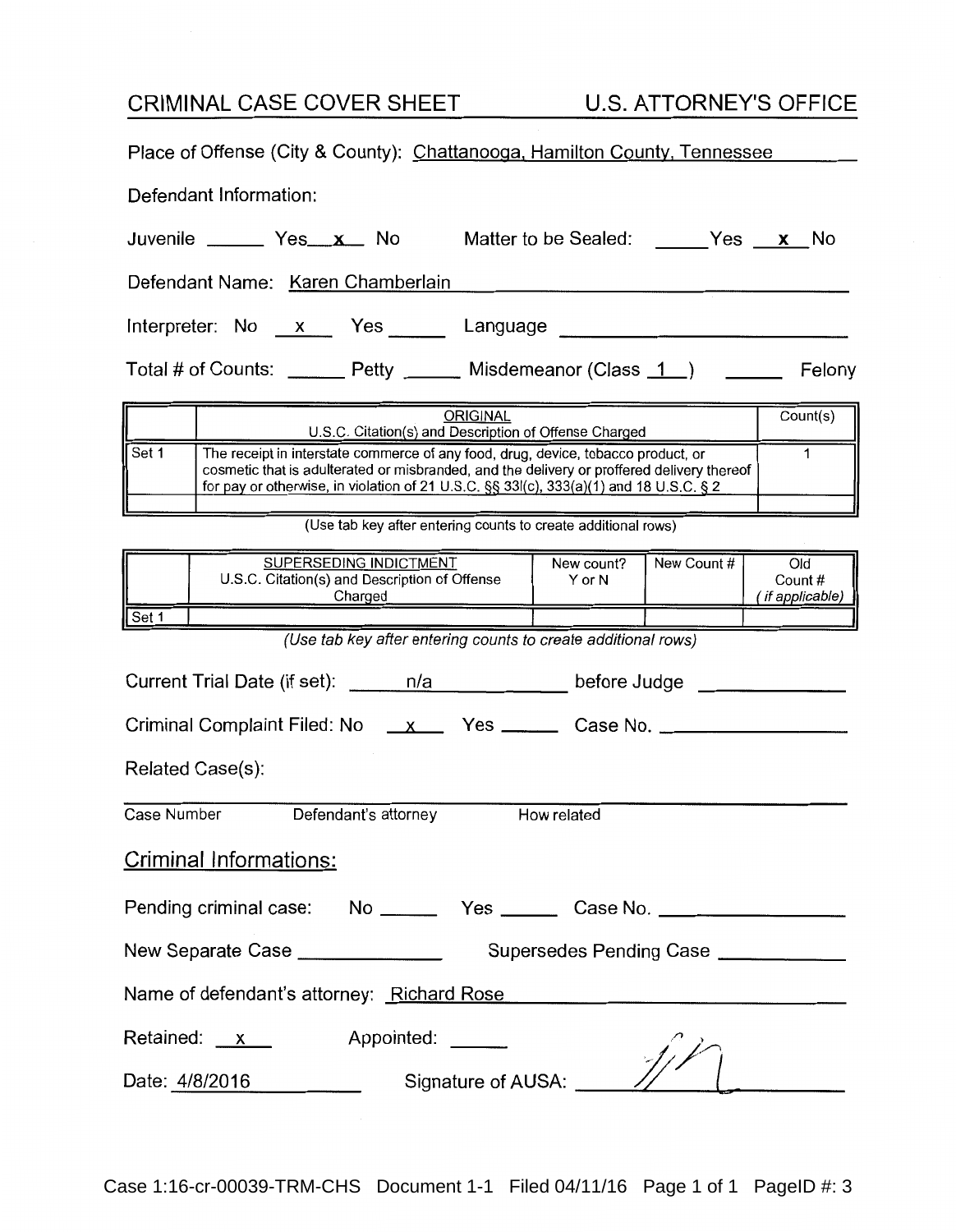# CRIMINAL CASE COVER SHEET U.S. ATTORNEY'S OFFICE

Place of Offense (City & County): Chattanooga, Hamilton County, Tennessee

Defendant Information:

Juvenile ______ Yes __x__ No Matter to be Sealed: _____ Yes __x__ No

Defendant Name: Karen Chamberlain

Interpreter: No __x__ Yes ______ Language ______________

Total # of Counts: ______ Petty ______ Misdemeanor (Class _1_) ______ Felony

| | ORIGINAL<br>U.S.C. Citation(s) and Description of Offense Charged | Count(s) |
|---|---|---|
| Set 1 | The receipt in interstate commerce of any food, drug, device, tobacco product, or cosmetic that is adulterated or misbranded, and the delivery or proffered delivery thereof for pay or otherwise, in violation of 21 U.S.C. §§ 331(c), 333(a)(1) and 18 U.S.C. § 2 | 1 |
| | | |

(Use tab key after entering counts to create additional rows)

| | SUPERSEDING INDICTMENT<br>U.S.C. Citation(s) and Description of Offense Charged | New count? Y or N | New Count # | Old Count # (if applicable) |
|---|---|---|---|---|
| Set 1 | | | | |

*(Use tab key after entering counts to create additional rows)*

Current Trial Date (if set): ______ n/a ______ before Judge ______________

Criminal Complaint Filed: No __x__ Yes ______ Case No. ______________

Related Case(s):

Case Number Defendant's attorney How related

## Criminal Informations:

Pending criminal case: No ______ Yes ______ Case No. ______________

New Separate Case ______________ Supersedes Pending Case ______________

Name of defendant's attorney: Richard Rose

Retained: __x__ Appointed: ______

Date: 4/8/2016 Signature of AUSA: ______________